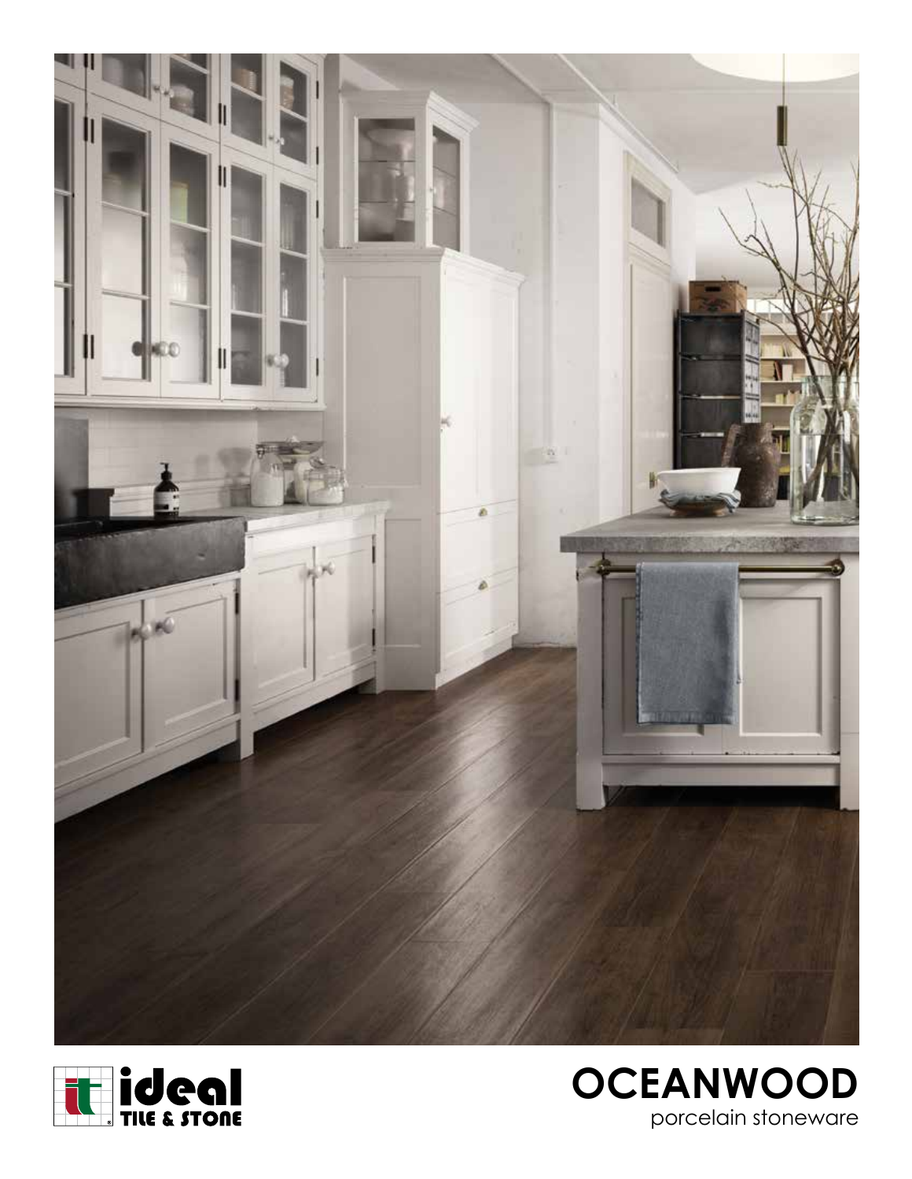ideal TILE & STONE

# OCEANWOOD

porcelain stoneware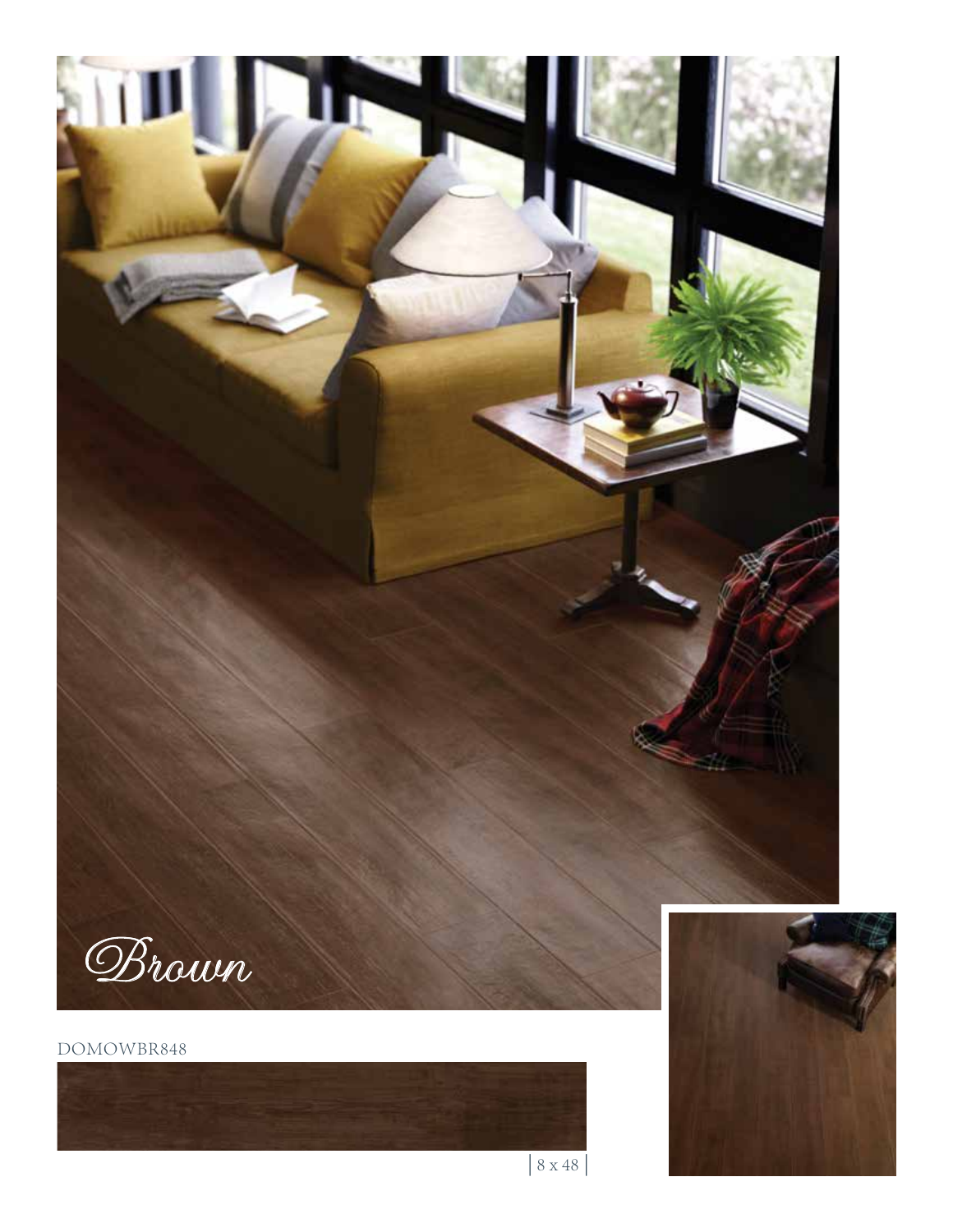# Brown

DOMOWBR848

8 x 48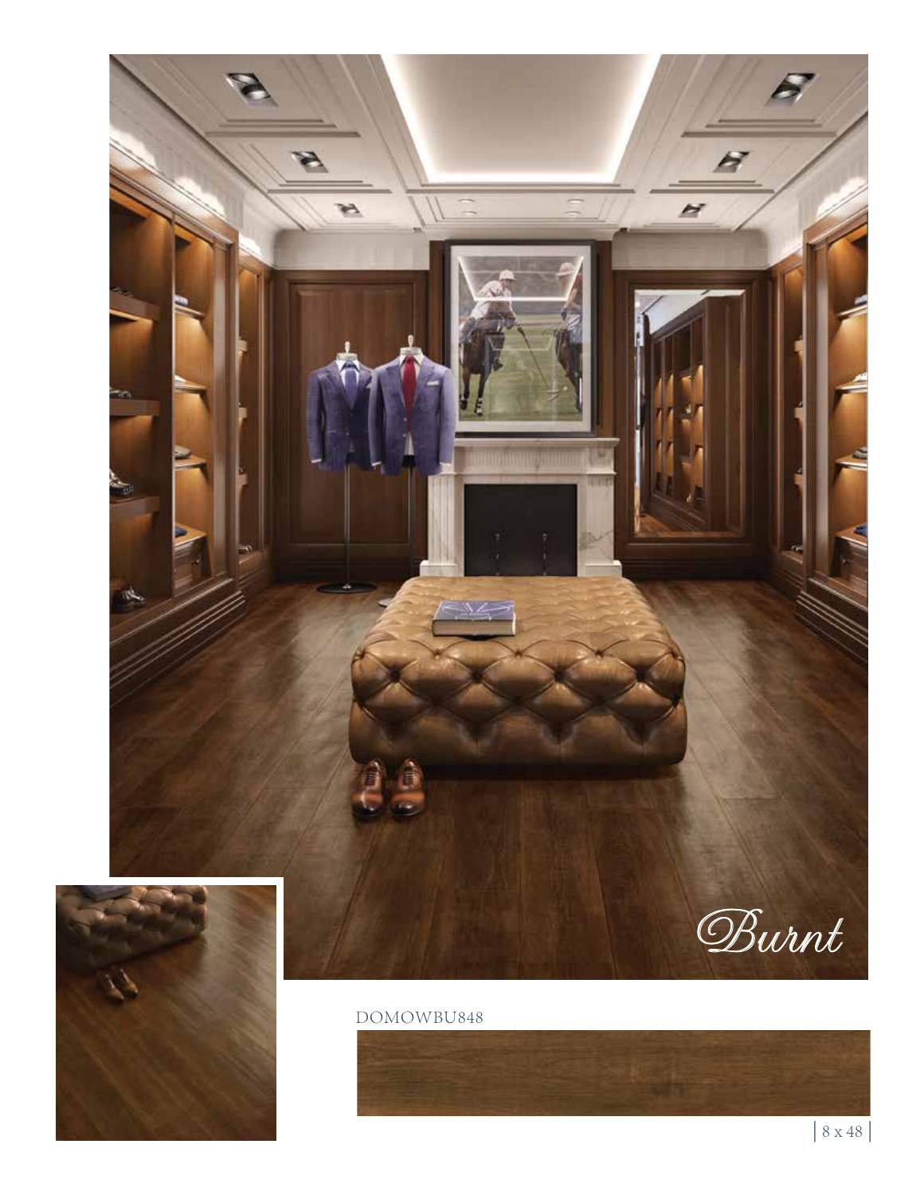# *Burnt*

DOMOWBU848

8 x 48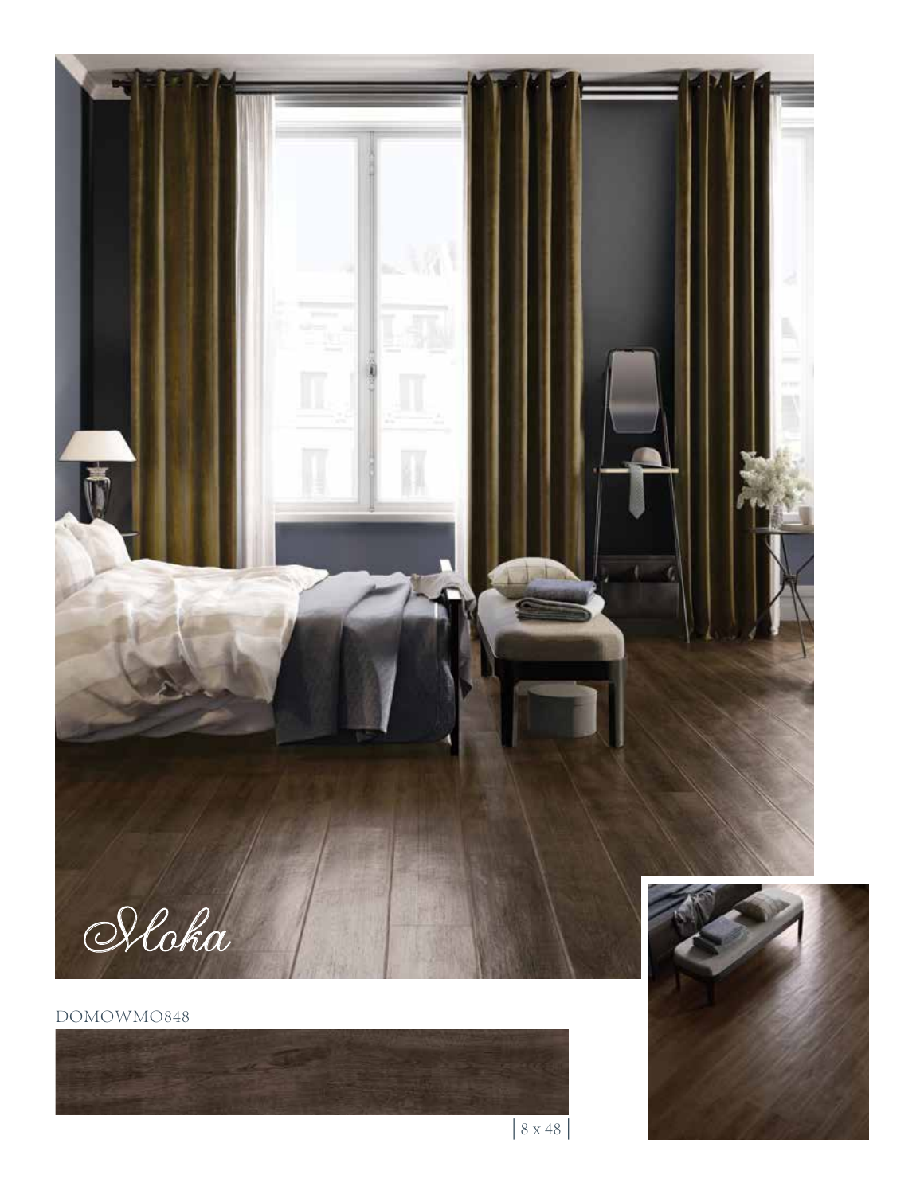# Moka

DOMOWMO848

8 x 48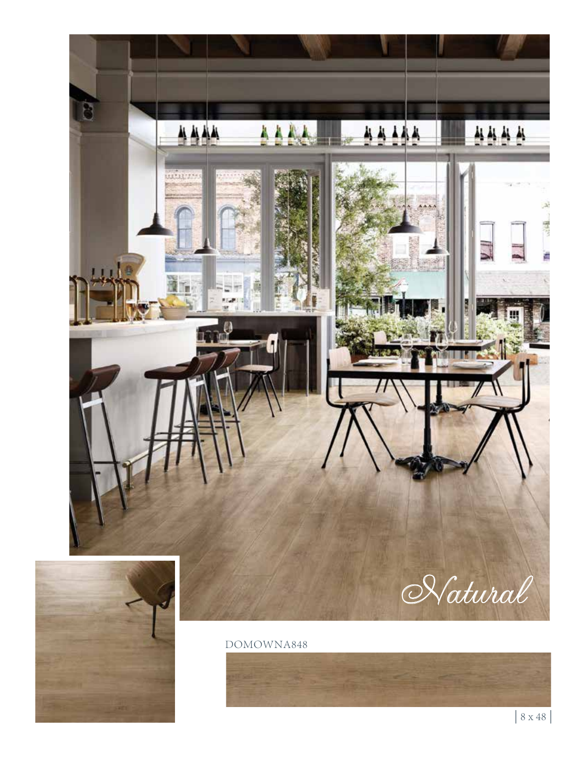# *Natural*

DOMOWNA848

8 x 48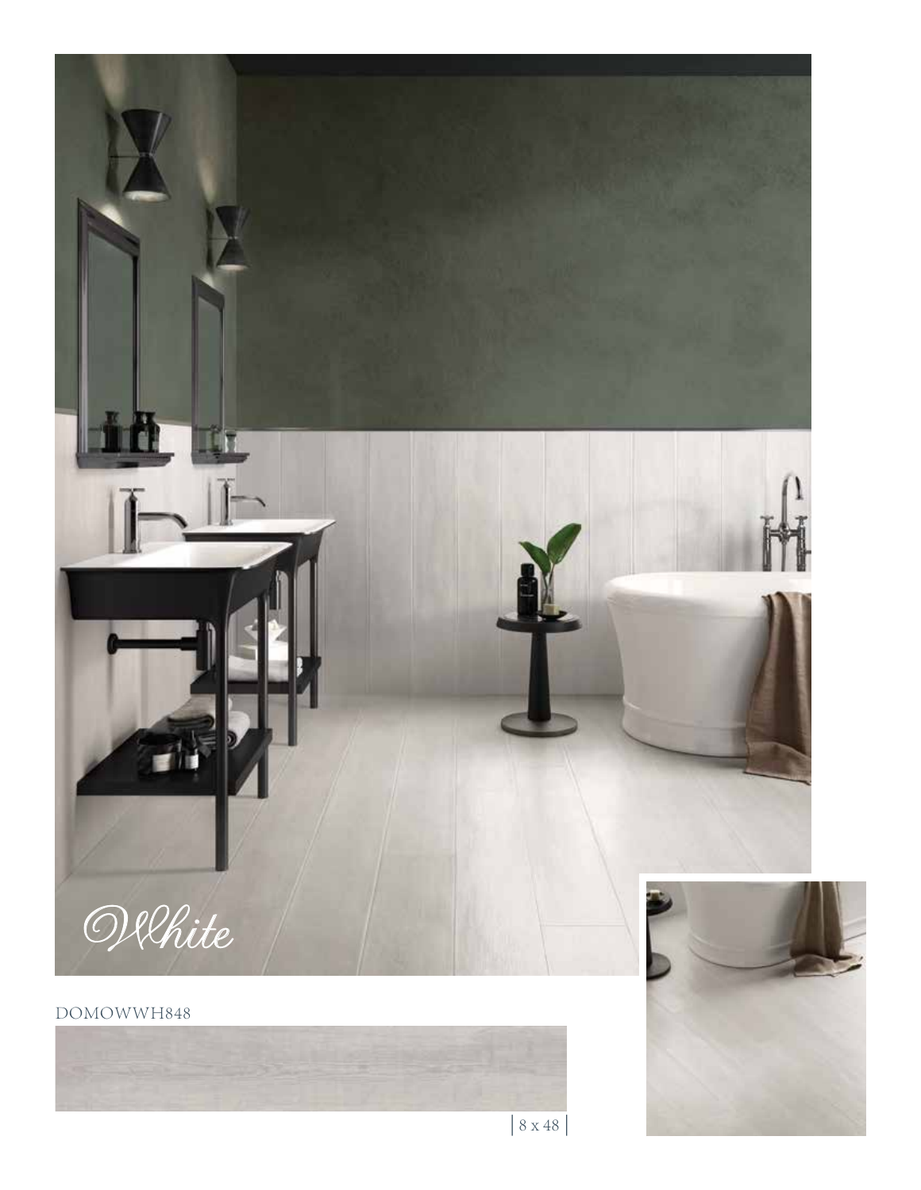White

DOMOWWH848

8 x 48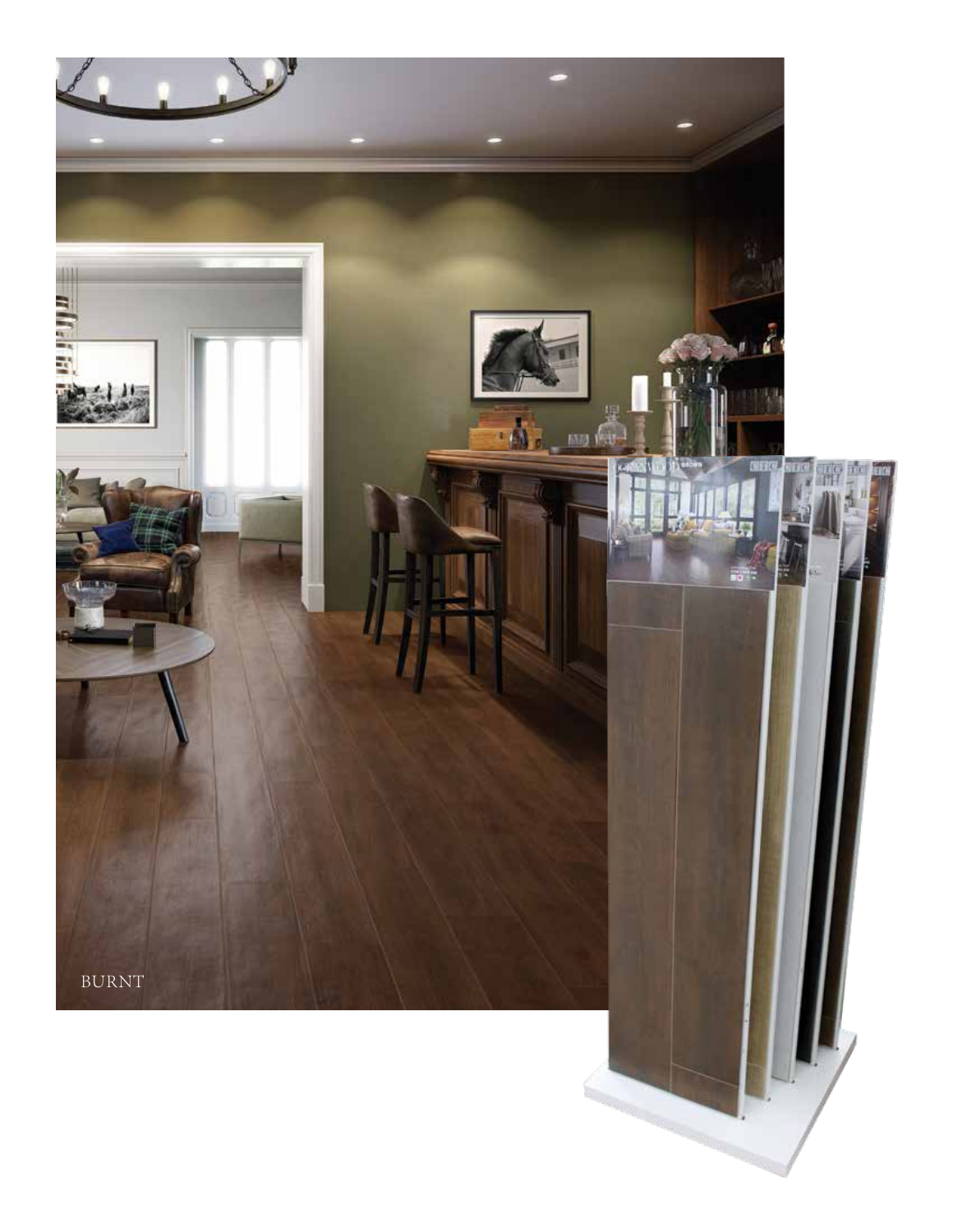BURNT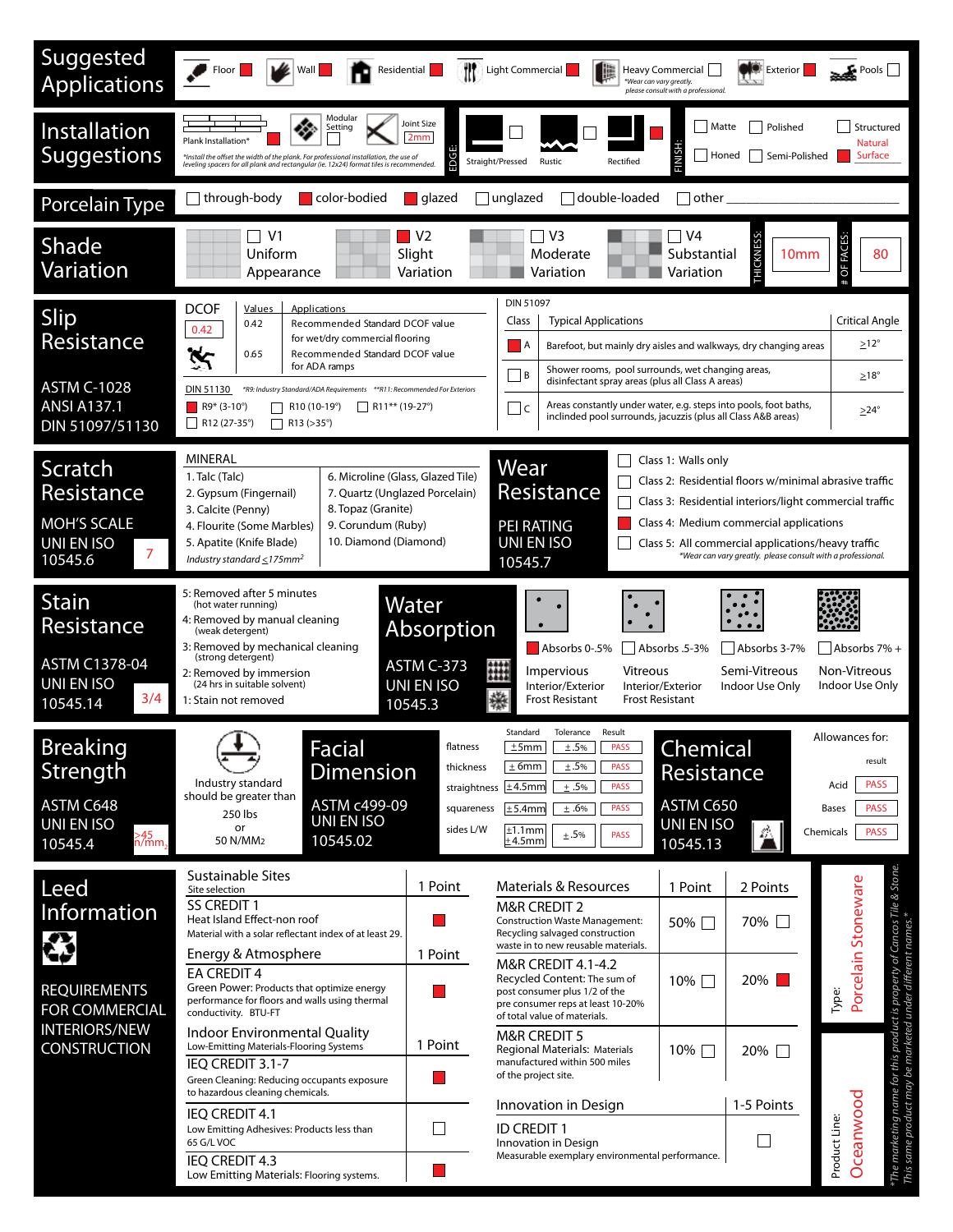## Suggested Applications

| Application | Selected |
|---|---|
| Floor | ■ |
| Wall | ■ |
| Residential | ■ |
| Light Commercial | ■ |
| Heavy Commercial | ☐ |
| Exterior | ■ |
| Pools | ☐ |

*Wear can vary greatly. please consult with a professional.

## Installation Suggestions

Plank Installation* ■ — Modular Setting ☐ — Joint Size: 2mm

*Install the offset the width of the plank. For professional installation, the use of leveling spacers for all plank and rectangular (ie. 12x24) format tiles is recommended.

EDGE: Straight/Pressed ☐ — Rustic ☐ — Rectified ■

FINISH: Matte ☐ — Polished ☐ — Structured Natural Surface ■ — Honed ☐ — Semi-Polished ☐

## Porcelain Type

☐ through-body ■ color-bodied ■ glazed ☐ unglazed ☐ double-loaded ☐ other ________

## Shade Variation

☐ V1 Uniform Appearance — ■ V2 Slight Variation — ☐ V3 Moderate Variation — ☐ V4 Substantial Variation

THICKNESS: 10mm — # OF FACES: 80

## Slip Resistance

ASTM C-1028
ANSI A137.1
DIN 51097/51130

DCOF: 0.42

| Values | Applications |
|---|---|
| 0.42 | Recommended Standard DCOF value for wet/dry commercial flooring |
| 0.65 | Recommended Standard DCOF value for ADA ramps |

DIN 51130 — *R9: Industry Standard/ADA Requirements **R11: Recommended For Exteriors

■ R9* (3-10°) ☐ R10 (10-19°) ☐ R11** (19-27°) ☐ R12 (27-35°) ☐ R13 (>35°)

DIN 51097

| Class | Typical Applications | Critical Angle |
|---|---|---|
| ■ A | Barefoot, but mainly dry aisles and walkways, dry changing areas | ≥12° |
| ☐ B | Shower rooms, pool surrounds, wet changing areas, disinfectant spray areas (plus all Class A areas) | ≥18° |
| ☐ C | Areas constantly under water, e.g. steps into pools, foot baths, inclined pool surrounds, jacuzzis (plus all Class A&B areas) | ≥24° |

## Scratch Resistance

MOH'S SCALE
UNI EN ISO 10545.6 — 7

MINERAL

| | |
|---|---|
| 1. Talc (Talc) | 6. Microline (Glass, Glazed Tile) |
| 2. Gypsum (Fingernail) | 7. Quartz (Unglazed Porcelain) |
| 3. Calcite (Penny) | 8. Topaz (Granite) |
| 4. Flourite (Some Marbles) | 9. Corundum (Ruby) |
| 5. Apatite (Knife Blade) | 10. Diamond (Diamond) |

*Industry standard ≤175mm²*

## Wear Resistance

PEI RATING
UNI EN ISO 10545.7

- ☐ Class 1: Walls only
- ☐ Class 2: Residential floors w/minimal abrasive traffic
- ☐ Class 3: Residential interiors/light commercial traffic
- ■ Class 4: Medium commercial applications
- ☐ Class 5: All commercial applications/heavy traffic

*Wear can vary greatly. please consult with a professional.

## Stain Resistance

ASTM C1378-04
UNI EN ISO 10545.14 — 3/4

- 5: Removed after 5 minutes (hot water running)
- 4: Removed by manual cleaning (weak detergent)
- 3: Removed by mechanical cleaning (strong detergent)
- 2: Removed by immersion (24 hrs in suitable solvent)
- 1: Stain not removed

## Water Absorption

ASTM C-373
UNI EN ISO 10545.3

| ■ Absorbs 0-.5% | ☐ Absorbs .5-3% | ☐ Absorbs 3-7% | ☐ Absorbs 7% + |
|---|---|---|---|
| Impervious Interior/Exterior Frost Resistant | Vitreous Interior/Exterior Frost Resistant | Semi-Vitreous Indoor Use Only | Non-Vitreous Indoor Use Only |

## Breaking Strength

ASTM C648
UNI EN ISO 10545.4 — >45 n/mm²

Industry standard should be greater than 250 lbs or 50 N/MM2

## Facial Dimension

ASTM c499-09
UNI EN ISO 10545.02

| | Standard | Tolerance | Result |
|---|---|---|---|
| flatness | ±5mm | ±.5% | PASS |
| thickness | ±6mm | ±.5% | PASS |
| straightness | ±4.5mm | ±.5% | PASS |
| squareness | ±5.4mm | ±.6% | PASS |
| sides L/W | ±1.1mm ±4.5mm | ±.5% | PASS |

## Chemical Resistance

ASTM C650
UNI EN ISO 10545.13

Allowances for:

| | result |
|---|---|
| Acid | PASS |
| Bases | PASS |
| Chemicals | PASS |

## Leed Information

REQUIREMENTS FOR COMMERCIAL INTERIORS/NEW CONSTRUCTION

| Sustainable Sites (Site selection) | 1 Point |
|---|---|
| SS CREDIT 1 — Heat Island Effect-non roof: Material with a solar reflectant index of at least 29. | ■ |
| **Energy & Atmosphere** | **1 Point** |
| EA CREDIT 4 — Green Power: Products that optimize energy performance for floors and walls using thermal conductivity. BTU-FT | ■ |
| **Indoor Environmental Quality** (Low-Emitting Materials-Flooring Systems) | **1 Point** |
| IEQ CREDIT 3.1-7 — Green Cleaning: Reducing occupants exposure to hazardous cleaning chemicals. | ■ |
| IEQ CREDIT 4.1 — Low Emitting Adhesives: Products less than 65 G/L VOC | ☐ |
| IEQ CREDIT 4.3 — Low Emitting Materials: Flooring systems. | ■ |

| Materials & Resources | 1 Point | 2 Points |
|---|---|---|
| M&R CREDIT 2 — Construction Waste Management: Recycling salvaged construction waste in to new reusable materials. | 50% ☐ | 70% ☐ |
| M&R CREDIT 4.1-4.2 — Recycled Content: The sum of post consumer plus 1/2 of the pre consumer reps at least 10-20% of total value of materials. | 10% ☐ | 20% ■ |
| M&R CREDIT 5 — Regional Materials: Materials manufactured within 500 miles of the project site. | 10% ☐ | 20% ☐ |

| Innovation in Design | 1-5 Points |
|---|---|
| ID CREDIT 1 — Innovation in Design: Measurable exemplary environmental performance. | ☐ |

Type: Porcelain Stoneware

Product Line: Oceanwood

*The marketing name for this product is property of Cancos Tile & Stone. This same product may be marketed under different names.*